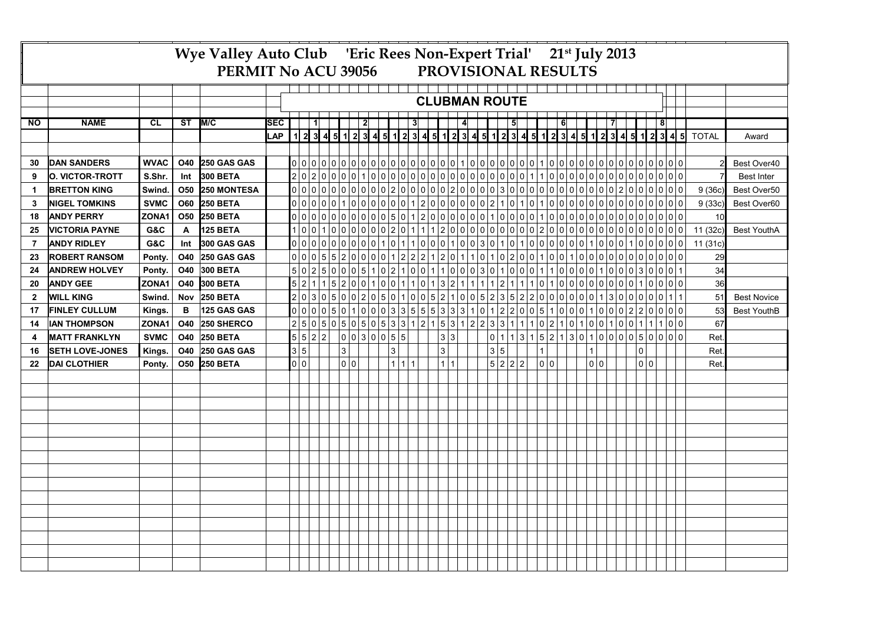# Wye Valley Auto Club 'Eric Rees Non-Expert Trial' 21st July 2013

## PERMIT No ACU 39056 PROVISIONAL RESULTS

### CLUBMAN ROUTE

| NO | NAME | CL | ST | M/C | SEC | 1 | | | | | 2 | | | | | 3 | | | | | 4 | | | | | 5 | | | | | 6 | | | | | 7 | | | | | 8 | | | | | | |
|---|---|---|---|---|---|---|---|---|---|---|---|---|---|---|---|---|---|---|---|---|---|---|---|---|---|---|---|---|---|---|---|---|---|---|---|---|---|---|---|---|---|---|---|---|---|---|---|
| | | | | | LAP | 1 | 2 | 3 | 4 | 5 | 1 | 2 | 3 | 4 | 5 | 1 | 2 | 3 | 4 | 5 | 1 | 2 | 3 | 4 | 5 | 1 | 2 | 3 | 4 | 5 | 1 | 2 | 3 | 4 | 5 | 1 | 2 | 3 | 4 | 5 | 1 | 2 | 3 | 4 | 5 | TOTAL | Award |
| 30 | DAN SANDERS | WVAC | O40 | 250 GAS GAS | | 0 | 0 | 0 | 0 | 0 | 0 | 0 | 0 | 0 | 0 | 0 | 0 | 0 | 0 | 0 | 0 | 0 | 0 | 0 | 1 | 0 | 0 | 0 | 0 | 0 | 0 | 0 | 1 | 0 | 0 | 0 | 0 | 0 | 0 | 0 | 0 | 0 | 0 | 0 | 0 | 2 | Best Over40 |
| 9 | O. VICTOR-TROTT | S.Shr. | Int | 300 BETA | | 2 | 0 | 2 | 0 | 0 | 0 | 0 | 1 | 0 | 0 | 0 | 0 | 0 | 0 | 0 | 0 | 0 | 0 | 0 | 0 | 0 | 0 | 0 | 0 | 0 | 0 | 1 | 1 | 0 | 0 | 0 | 0 | 0 | 0 | 0 | 0 | 0 | 0 | 0 | 0 | 7 | Best Inter |
| 1 | BRETTON KING | Swind. | O50 | 250 MONTESA | | 0 | 0 | 0 | 0 | 0 | 0 | 0 | 0 | 0 | 0 | 0 | 2 | 0 | 0 | 0 | 0 | 0 | 2 | 0 | 0 | 0 | 0 | 3 | 0 | 0 | 0 | 0 | 0 | 0 | 0 | 0 | 0 | 0 | 0 | 2 | 0 | 0 | 0 | 0 | 0 | 9 (36c) | Best Over50 |
| 3 | NIGEL TOMKINS | SVMC | O60 | 250 BETA | | 0 | 0 | 0 | 0 | 0 | 1 | 0 | 0 | 0 | 0 | 0 | 0 | 1 | 2 | 0 | 0 | 0 | 0 | 0 | 0 | 0 | 2 | 1 | 0 | 1 | 0 | 1 | 0 | 0 | 0 | 0 | 0 | 0 | 0 | 0 | 0 | 0 | 0 | 0 | 0 | 9 (33c) | Best Over60 |
| 18 | ANDY PERRY | ZONA1 | O50 | 250 BETA | | 0 | 0 | 0 | 0 | 0 | 0 | 0 | 0 | 0 | 0 | 5 | 0 | 1 | 2 | 0 | 0 | 0 | 0 | 0 | 0 | 1 | 0 | 0 | 0 | 0 | 0 | 1 | 0 | 0 | 0 | 0 | 0 | 0 | 0 | 0 | 0 | 0 | 0 | 0 | 0 | 10 | |
| 25 | VICTORIA PAYNE | G&C | A | 125 BETA | | 1 | 0 | 0 | 1 | 0 | 0 | 0 | 0 | 0 | 0 | 0 | 2 | 0 | 1 | 1 | 1 | 2 | 0 | 0 | 0 | 0 | 0 | 0 | 0 | 0 | 0 | 0 | 2 | 0 | 0 | 0 | 0 | 0 | 0 | 0 | 0 | 0 | 0 | 0 | 0 | 11 (32c) | Best YouthA |
| 7 | ANDY RIDLEY | G&C | Int | 300 GAS GAS | | 0 | 0 | 0 | 0 | 0 | 0 | 0 | 0 | 0 | 0 | 1 | 0 | 1 | 1 | 0 | 0 | 0 | 1 | 0 | 0 | 3 | 0 | 1 | 0 | 1 | 0 | 0 | 0 | 0 | 0 | 0 | 1 | 0 | 0 | 0 | 1 | 0 | 0 | 0 | 0 | 11 (31c) | |
| 23 | ROBERT RANSOM | Ponty. | O40 | 250 GAS GAS | | 0 | 0 | 0 | 5 | 5 | 2 | 0 | 0 | 0 | 0 | 1 | 2 | 2 | 2 | 1 | 2 | 0 | 1 | 1 | 0 | 1 | 0 | 2 | 0 | 0 | 1 | 0 | 0 | 1 | 0 | 0 | 0 | 0 | 0 | 0 | 0 | 0 | 0 | 0 | 0 | 29 | |
| 24 | ANDREW HOLVEY | Ponty. | O40 | 300 BETA | | 5 | 0 | 2 | 5 | 0 | 0 | 0 | 5 | 1 | 0 | 2 | 1 | 0 | 0 | 1 | 1 | 0 | 0 | 0 | 3 | 0 | 1 | 0 | 0 | 0 | 1 | 1 | 0 | 0 | 0 | 0 | 1 | 0 | 0 | 0 | 3 | 0 | 0 | 0 | 1 | 34 | |
| 20 | ANDY GEE | ZONA1 | O40 | 300 BETA | | 5 | 2 | 1 | 1 | 5 | 2 | 0 | 0 | 1 | 0 | 0 | 1 | 1 | 0 | 1 | 3 | 2 | 1 | 1 | 1 | 1 | 2 | 1 | 1 | 1 | 0 | 1 | 0 | 0 | 0 | 0 | 0 | 0 | 0 | 0 | 1 | 0 | 0 | 0 | 0 | 36 | |
| 2 | WILL KING | Swind. | Nov | 250 BETA | | 2 | 0 | 3 | 0 | 5 | 0 | 0 | 2 | 0 | 5 | 0 | 1 | 0 | 0 | 5 | 2 | 1 | 0 | 0 | 5 | 2 | 3 | 5 | 2 | 2 | 0 | 0 | 0 | 0 | 0 | 0 | 1 | 3 | 0 | 0 | 0 | 0 | 0 | 1 | 1 | 51 | Best Novice |
| 17 | FINLEY CULLUM | Kings. | B | 125 GAS GAS | | 0 | 0 | 0 | 0 | 5 | 0 | 1 | 0 | 0 | 0 | 3 | 3 | 5 | 5 | 5 | 3 | 3 | 3 | 1 | 0 | 1 | 2 | 2 | 0 | 0 | 5 | 1 | 0 | 0 | 0 | 1 | 0 | 0 | 0 | 2 | 2 | 0 | 0 | 0 | 0 | 53 | Best YouthB |
| 14 | IAN THOMPSON | ZONA1 | O40 | 250 SHERCO | | 2 | 5 | 0 | 5 | 0 | 5 | 0 | 5 | 0 | 5 | 0 | 5 | 3 | 3 | 1 | 2 | 1 | 5 | 3 | 1 | 2 | 2 | 3 | 3 | 1 | 1 | 1 | 0 | 2 | 1 | 0 | 1 | 0 | 1 | 0 | 1 | 1 | 1 | 0 | 0 | 67 | |
| 4 | MATT FRANKLYN | SVMC | O40 | 250 BETA | | 5 | 5 | 2 | 2 | | 0 | 0 | 3 | 0 | 0 | 5 | 5 | | | | 3 | 3 | | | | 0 | 1 | 1 | 3 | 1 | 5 | 2 | 1 | 3 | 0 | 1 | 0 | 0 | 0 | 0 | 5 | 0 | 0 | 0 | 0 | Ret. | |
| 16 | SETH LOVE-JONES | Kings. | O40 | 250 GAS GAS | | 3 | 5 | | | | 3 | | | | | 3 | | | | | 3 | | | | | 3 | 5 | | | | 1 | | | | | 1 | | | | | 0 | | | | | Ret. | |
| 22 | DAI CLOTHIER | Ponty. | O50 | 250 BETA | | 0 | 0 | | | | 0 | 0 | | | | 1 | 1 | 1 | | | 1 | 1 | | | | 5 | 2 | 2 | 2 | | 0 | 0 | | | | 0 | 0 | | | | 0 | 0 | | | | Ret. | |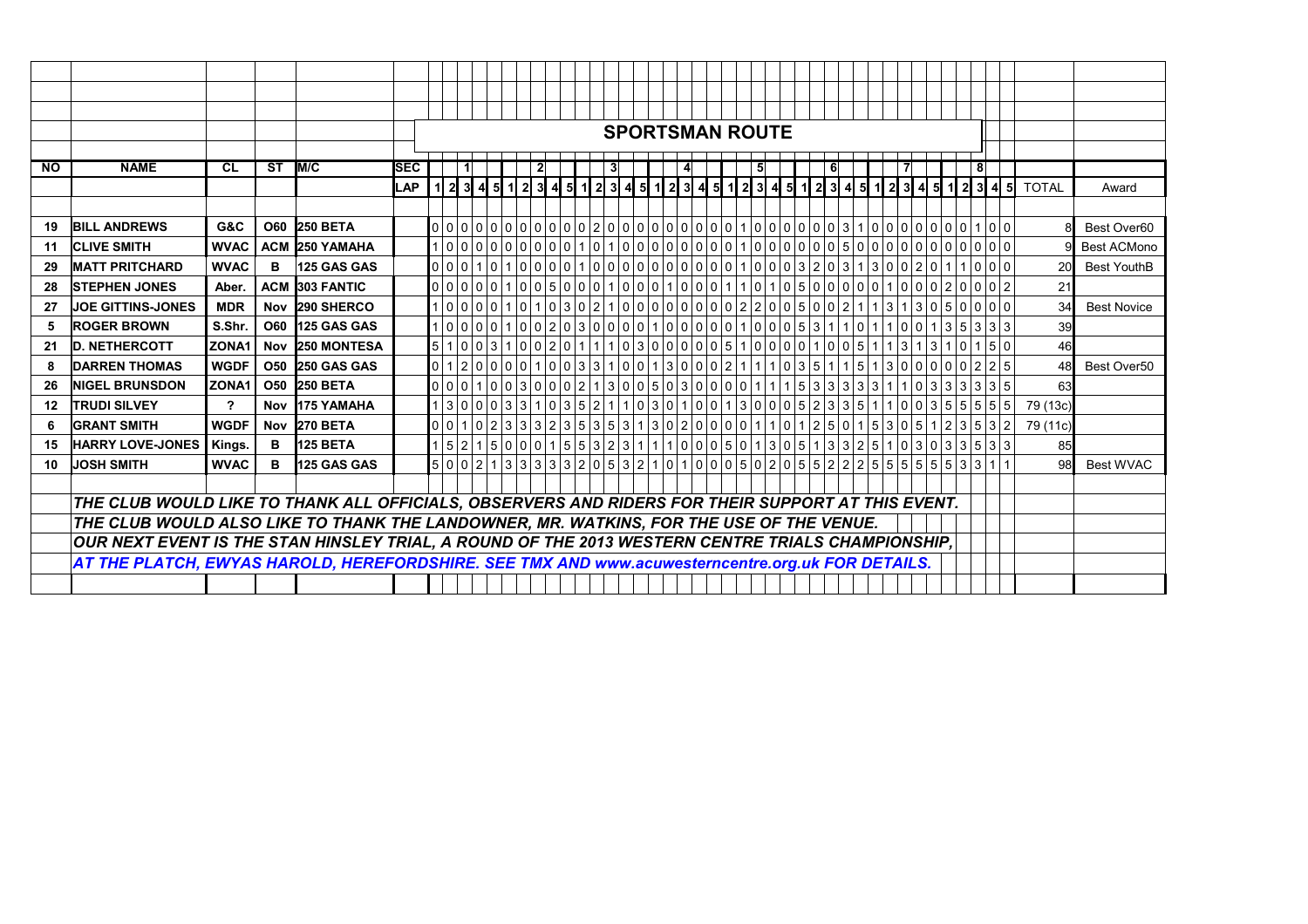## SPORTSMAN ROUTE

| NO | NAME | CL | ST | M/C | SEC | | | 1 | | | | | 2 | | | | | 3 | | | | | 4 | | | | | 5 | | | | | 6 | | | | | 7 | | | | | 8 | | | | |
|---|---|---|---|---|---|---|---|---|---|---|---|---|---|---|---|---|---|---|---|---|---|---|---|---|---|---|---|---|---|---|---|---|---|---|---|---|---|---|---|---|---|---|---|---|---|---|---|
| | | | | | LAP | 1 | 2 | 3 | 4 | 5 | 1 | 2 | 3 | 4 | 5 | 1 | 2 | 3 | 4 | 5 | 1 | 2 | 3 | 4 | 5 | 1 | 2 | 3 | 4 | 5 | 1 | 2 | 3 | 4 | 5 | 1 | 2 | 3 | 4 | 5 | 1 | 2 | 3 | 4 | 5 | TOTAL | Award |
| 19 | BILL ANDREWS | G&C | O60 | 250 BETA | | 0 | 0 | 0 | 0 | 0 | 0 | 0 | 0 | 2 | 0 | 0 | 0 | 0 | 0 | 0 | 0 | 0 | 0 | 0 | 0 | 0 | 0 | 1 | 0 | 0 | 0 | 0 | 0 | 3 | 1 | 0 | 0 | 0 | 0 | 0 | 0 | 0 | 1 | 0 | 0 | 8 | Best Over60 |
| 11 | CLIVE SMITH | WVAC | ACM | 250 YAMAHA | | 1 | 0 | 0 | 0 | 0 | 0 | 0 | 0 | 0 | 1 | 0 | 1 | 0 | 0 | 0 | 0 | 0 | 0 | 0 | 0 | 0 | 0 | 1 | 0 | 0 | 0 | 0 | 0 | 5 | 0 | 0 | 0 | 0 | 0 | 0 | 0 | 0 | 0 | 0 | 0 | 9 | Best ACMono |
| 29 | MATT PRITCHARD | WVAC | B | 125 GAS GAS | | 0 | 0 | 0 | 1 | 0 | 1 | 0 | 0 | 0 | 0 | 1 | 0 | 0 | 0 | 0 | 0 | 0 | 0 | 0 | 0 | 0 | 1 | 0 | 0 | 0 | 3 | 2 | 0 | 3 | 1 | 3 | 0 | 0 | 2 | 0 | 1 | 1 | 0 | 0 | 0 | 20 | Best YouthB |
| 28 | STEPHEN JONES | Aber. | ACM | 303 FANTIC | | 0 | 0 | 0 | 0 | 0 | 1 | 0 | 0 | 5 | 0 | 0 | 0 | 1 | 0 | 0 | 0 | 1 | 0 | 0 | 0 | 1 | 1 | 0 | 1 | 0 | 5 | 0 | 0 | 0 | 0 | 0 | 1 | 0 | 0 | 0 | 2 | 0 | 0 | 0 | 2 | 21 | |
| 27 | JOE GITTINS-JONES | MDR | Nov | 290 SHERCO | | 1 | 0 | 0 | 0 | 0 | 1 | 0 | 1 | 0 | 3 | 0 | 2 | 1 | 0 | 0 | 0 | 0 | 0 | 0 | 0 | 0 | 2 | 2 | 0 | 0 | 5 | 0 | 0 | 2 | 1 | 1 | 3 | 1 | 3 | 0 | 5 | 0 | 0 | 0 | 0 | 34 | Best Novice |
| 5 | ROGER BROWN | S.Shr. | O60 | 125 GAS GAS | | 1 | 0 | 0 | 0 | 0 | 1 | 0 | 0 | 2 | 0 | 3 | 0 | 0 | 0 | 0 | 1 | 0 | 0 | 0 | 0 | 0 | 1 | 0 | 0 | 0 | 5 | 3 | 1 | 1 | 0 | 1 | 1 | 0 | 0 | 1 | 3 | 5 | 3 | 3 | 3 | 39 | |
| 21 | D. NETHERCOTT | ZONA1 | Nov | 250 MONTESA | | 5 | 1 | 0 | 0 | 3 | 1 | 0 | 0 | 2 | 0 | 1 | 1 | 1 | 0 | 3 | 0 | 0 | 0 | 0 | 0 | 5 | 1 | 0 | 0 | 0 | 0 | 1 | 0 | 0 | 5 | 1 | 1 | 3 | 1 | 3 | 1 | 0 | 1 | 5 | 0 | 46 | |
| 8 | DARREN THOMAS | WGDF | O50 | 250 GAS GAS | | 0 | 1 | 2 | 0 | 0 | 0 | 0 | 1 | 0 | 0 | 3 | 3 | 1 | 0 | 0 | 1 | 3 | 0 | 0 | 0 | 2 | 1 | 1 | 1 | 0 | 3 | 5 | 1 | 1 | 5 | 1 | 3 | 0 | 0 | 0 | 0 | 0 | 2 | 2 | 5 | 48 | Best Over50 |
| 26 | NIGEL BRUNSDON | ZONA1 | O50 | 250 BETA | | 0 | 0 | 0 | 1 | 0 | 0 | 3 | 0 | 0 | 0 | 2 | 1 | 3 | 0 | 0 | 5 | 0 | 3 | 0 | 0 | 0 | 0 | 1 | 1 | 1 | 5 | 3 | 3 | 3 | 3 | 3 | 1 | 1 | 0 | 3 | 3 | 3 | 3 | 3 | 5 | 63 | |
| 12 | TRUDI SILVEY | ? | Nov | 175 YAMAHA | | 1 | 3 | 0 | 0 | 0 | 3 | 3 | 1 | 0 | 3 | 5 | 2 | 1 | 1 | 0 | 3 | 0 | 1 | 0 | 0 | 1 | 3 | 0 | 0 | 0 | 5 | 2 | 3 | 3 | 5 | 1 | 1 | 0 | 0 | 3 | 5 | 5 | 5 | 5 | 5 | 79 (13c) | |
| 6 | GRANT SMITH | WGDF | Nov | 270 BETA | | 0 | 0 | 1 | 0 | 2 | 3 | 3 | 3 | 2 | 3 | 5 | 3 | 5 | 3 | 1 | 3 | 0 | 2 | 0 | 0 | 0 | 0 | 1 | 1 | 0 | 1 | 2 | 5 | 0 | 1 | 5 | 3 | 0 | 5 | 1 | 2 | 3 | 5 | 3 | 2 | 79 (11c) | |
| 15 | HARRY LOVE-JONES | Kings. | B | 125 BETA | | 1 | 5 | 2 | 1 | 5 | 0 | 0 | 0 | 1 | 5 | 5 | 3 | 2 | 3 | 1 | 1 | 1 | 0 | 0 | 0 | 5 | 0 | 1 | 3 | 0 | 5 | 1 | 3 | 3 | 2 | 5 | 1 | 0 | 3 | 0 | 3 | 3 | 5 | 3 | 3 | 85 | |
| 10 | JOSH SMITH | WVAC | B | 125 GAS GAS | | 5 | 0 | 0 | 2 | 1 | 3 | 3 | 3 | 3 | 3 | 2 | 0 | 5 | 3 | 2 | 1 | 0 | 1 | 0 | 0 | 0 | 5 | 0 | 2 | 0 | 5 | 5 | 2 | 2 | 2 | 5 | 5 | 5 | 5 | 5 | 5 | 3 | 3 | 1 | 1 | 98 | Best WVAC |

***THE CLUB WOULD LIKE TO THANK ALL OFFICIALS, OBSERVERS AND RIDERS FOR THEIR SUPPORT AT THIS EVENT.***

***THE CLUB WOULD ALSO LIKE TO THANK THE LANDOWNER, MR. WATKINS, FOR THE USE OF THE VENUE.***

***OUR NEXT EVENT IS THE STAN HINSLEY TRIAL, A ROUND OF THE 2013 WESTERN CENTRE TRIALS CHAMPIONSHIP,***

***AT THE PLATCH, EWYAS HAROLD, HEREFORDSHIRE. SEE TMX AND www.acuwesterncentre.org.uk FOR DETAILS.***